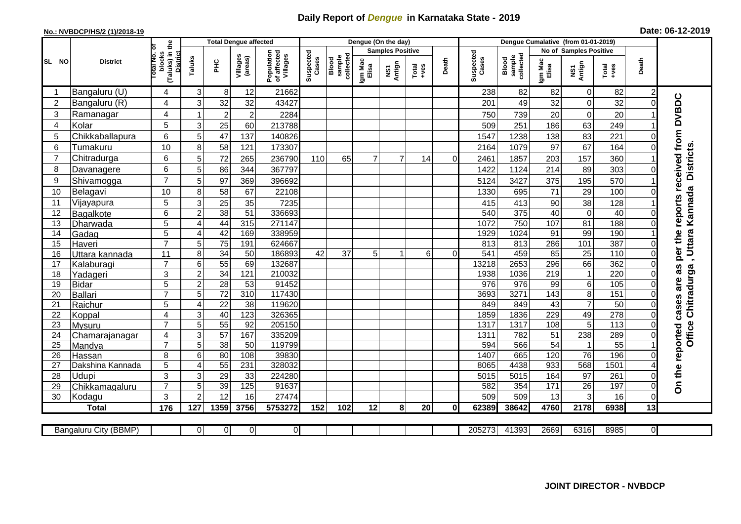# Daily Report of *Dengue* in Karnataka State - 2019

**No.: NVBDCP/HS/2 (1)/2018-19**

**Date: 06-12-2019**

| SL NO | District | Total No. of blocks (Taluks) in the District | Total Dengue affected | | | | Dengue (On the day) | | | | | | | Dengue Cumalative (from 01-01-2019) | | | | | | | |
|---|---|---|---|---|---|---|---|---|---|---|---|---|---|---|---|---|---|---|---|---|
| | | | Taluks | PHC | Villages (areas) | Population of affected Villages | Suspected Cases | Blood sample collected | Samples Positive | | | Death | Suspected Cases | Blood sample collected | No of Samples Positive | | | Death | |
| | | | | | | | | | Igm Mac Elisa | NS1 Antign | Total +ves | | | | Igm Mac Elisa | NS1 Antign | Total +ves | | |
| 1 | Bangaluru (U) | 4 | 3 | 8 | 12 | 21662 | | | | | | | 238 | 82 | 82 | 0 | 82 | 2 | On the reported cases are as per the reports received from DVBDC Office Chitradurga , Uttara Kannada Districts. |
| 2 | Bangaluru (R) | 4 | 3 | 32 | 32 | 43427 | | | | | | | 201 | 49 | 32 | 0 | 32 | 0 | |
| 3 | Ramanagar | 4 | 1 | 2 | 2 | 2284 | | | | | | | 750 | 739 | 20 | 0 | 20 | 1 | |
| 4 | Kolar | 5 | 3 | 25 | 60 | 213788 | | | | | | | 509 | 251 | 186 | 63 | 249 | 1 | |
| 5 | Chikkaballapura | 6 | 5 | 47 | 137 | 140826 | | | | | | | 1547 | 1238 | 138 | 83 | 221 | 0 | |
| 6 | Tumakuru | 10 | 8 | 58 | 121 | 173307 | | | | | | | 2164 | 1079 | 97 | 67 | 164 | 0 | |
| 7 | Chitradurga | 6 | 5 | 72 | 265 | 236790 | 110 | 65 | 7 | 7 | 14 | 0 | 2461 | 1857 | 203 | 157 | 360 | 1 | |
| 8 | Davanagere | 6 | 5 | 86 | 344 | 367797 | | | | | | | 1422 | 1124 | 214 | 89 | 303 | 0 | |
| 9 | Shivamogga | 7 | 5 | 97 | 369 | 396692 | | | | | | | 5124 | 3427 | 375 | 195 | 570 | 1 | |
| 10 | Belagavi | 10 | 8 | 58 | 67 | 22108 | | | | | | | 1330 | 695 | 71 | 29 | 100 | 0 | |
| 11 | Vijayapura | 5 | 3 | 25 | 35 | 7235 | | | | | | | 415 | 413 | 90 | 38 | 128 | 1 | |
| 12 | Bagalkote | 6 | 2 | 38 | 51 | 336693 | | | | | | | 540 | 375 | 40 | 0 | 40 | 0 | |
| 13 | Dharwada | 5 | 4 | 44 | 315 | 271147 | | | | | | | 1072 | 750 | 107 | 81 | 188 | 0 | |
| 14 | Gadag | 5 | 4 | 42 | 169 | 338959 | | | | | | | 1929 | 1024 | 91 | 99 | 190 | 1 | |
| 15 | Haveri | 7 | 5 | 75 | 191 | 624667 | | | | | | | 813 | 813 | 286 | 101 | 387 | 0 | |
| 16 | Uttara kannada | 11 | 8 | 34 | 50 | 186893 | 42 | 37 | 5 | 1 | 6 | 0 | 541 | 459 | 85 | 25 | 110 | 0 | |
| 17 | Kalaburagi | 7 | 6 | 55 | 69 | 132687 | | | | | | | 13218 | 2653 | 296 | 66 | 362 | 0 | |
| 18 | Yadageri | 3 | 2 | 34 | 121 | 210032 | | | | | | | 1938 | 1036 | 219 | 1 | 220 | 0 | |
| 19 | Bidar | 5 | 2 | 28 | 53 | 91452 | | | | | | | 976 | 976 | 99 | 6 | 105 | 0 | |
| 20 | Ballari | 7 | 5 | 72 | 310 | 117430 | | | | | | | 3693 | 3271 | 143 | 8 | 151 | 0 | |
| 21 | Raichur | 5 | 4 | 22 | 38 | 119620 | | | | | | | 849 | 849 | 43 | 7 | 50 | 0 | |
| 22 | Koppal | 4 | 3 | 40 | 123 | 326365 | | | | | | | 1859 | 1836 | 229 | 49 | 278 | 0 | |
| 23 | Mysuru | 7 | 5 | 55 | 92 | 205150 | | | | | | | 1317 | 1317 | 108 | 5 | 113 | 0 | |
| 24 | Chamarajanagar | 4 | 3 | 57 | 167 | 335209 | | | | | | | 1311 | 782 | 51 | 238 | 289 | 0 | |
| 25 | Mandya | 7 | 5 | 38 | 50 | 119799 | | | | | | | 594 | 566 | 54 | 1 | 55 | 1 | |
| 26 | Hassan | 8 | 6 | 80 | 108 | 39830 | | | | | | | 1407 | 665 | 120 | 76 | 196 | 0 | |
| 27 | Dakshina Kannada | 5 | 4 | 55 | 231 | 328032 | | | | | | | 8065 | 4438 | 933 | 568 | 1501 | 4 | |
| 28 | Udupi | 3 | 3 | 29 | 33 | 224280 | | | | | | | 5015 | 5015 | 164 | 97 | 261 | 0 | |
| 29 | Chikkamagaluru | 7 | 5 | 39 | 125 | 91637 | | | | | | | 582 | 354 | 171 | 26 | 197 | 0 | |
| 30 | Kodagu | 3 | 2 | 12 | 16 | 27474 | | | | | | | 509 | 509 | 13 | 3 | 16 | 0 | |
| | **Total** | **176** | **127** | **1359** | **3756** | **5753272** | **152** | **102** | **12** | **8** | **20** | **0** | **62389** | **38642** | **4760** | **2178** | **6938** | **13** | |

| Bangaluru City (BBMP) | | 0 | 0 | 0 | 0 | | | | | | | 205273 | 41393 | 2669 | 6316 | 8985 | 0 | |
|---|---|---|---|---|---|---|---|---|---|---|---|---|---|---|---|---|---|---|

**JOINT DIRECTOR - NVBDCP**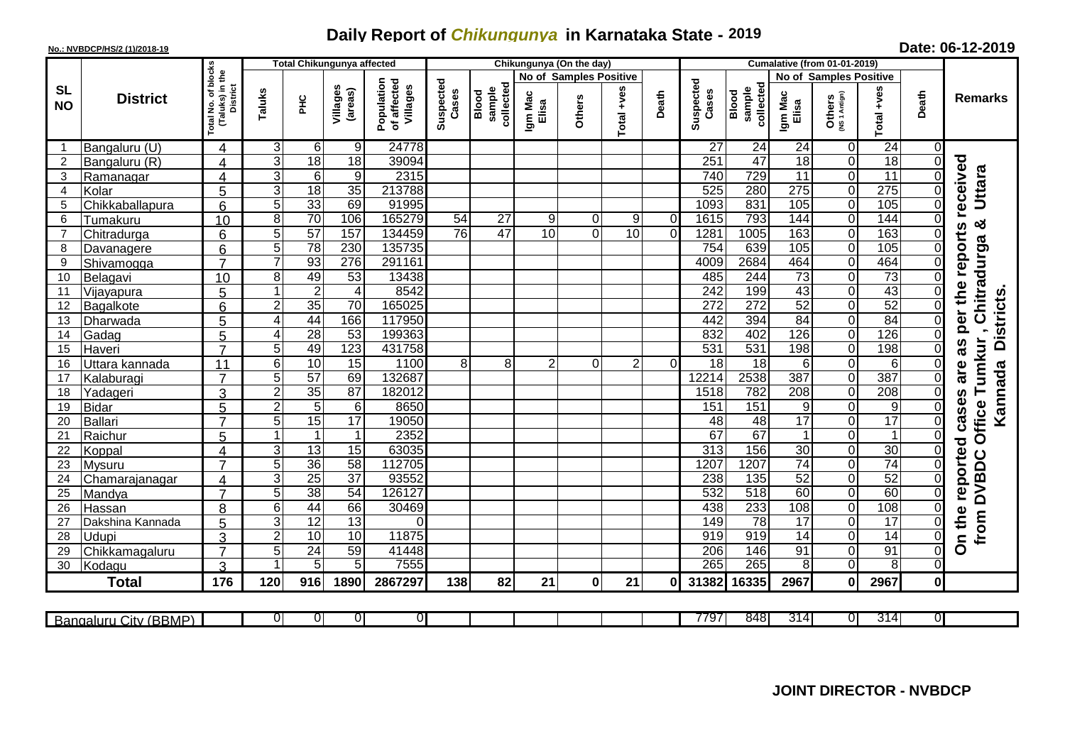# Daily Report of *Chikungunya* in Karnataka State - 2019

**No.: NVBDCP/HS/2 (1)/2018-19**

**Date: 06-12-2019**

| SL NO | District | Total No. of blocks (Taluks) in the District | Total Chikungunya affected | | | | Chikungunya (On the day) | | | | | | | Cumalative (from 01-01-2019) | | | | | | | Remarks |
|---|---|---|---|---|---|---|---|---|---|---|---|---|---|---|---|---|---|---|---|---|---|
| | | | Taluks | PHC | Villages (areas) | Population of affected Villages | Suspected Cases | Blood sample collected | No of Samples Positive | | | Death | Suspected Cases | Blood sample collected | No of Samples Positive | | | Death | |
| | | | | | | | | | Igm Mac Elisa | Others | Total +ves | | | | Igm Mac Elisa | Others (NS 1 Antign) | Total +ves | | |
| 1 | Bangaluru (U) | 4 | 3 | 6 | 9 | 24778 | | | | | | | 27 | 24 | 24 | 0 | 24 | 0 | On the reported cases are as per the reports received from DVBDC Office Tumkur, Chitradurga & Uttara Kannada Districts. |
| 2 | Bangaluru (R) | 4 | 3 | 18 | 18 | 39094 | | | | | | | 251 | 47 | 18 | 0 | 18 | 0 | |
| 3 | Ramanagar | 4 | 3 | 6 | 9 | 2315 | | | | | | | 740 | 729 | 11 | 0 | 11 | 0 | |
| 4 | Kolar | 5 | 3 | 18 | 35 | 213788 | | | | | | | 525 | 280 | 275 | 0 | 275 | 0 | |
| 5 | Chikkaballapura | 6 | 5 | 33 | 69 | 91995 | | | | | | | 1093 | 831 | 105 | 0 | 105 | 0 | |
| 6 | Tumakuru | 10 | 8 | 70 | 106 | 165279 | 54 | 27 | 9 | 0 | 9 | 0 | 1615 | 793 | 144 | 0 | 144 | 0 | |
| 7 | Chitradurga | 6 | 5 | 57 | 157 | 134459 | 76 | 47 | 10 | 0 | 10 | 0 | 1281 | 1005 | 163 | 0 | 163 | 0 | |
| 8 | Davanagere | 6 | 5 | 78 | 230 | 135735 | | | | | | | 754 | 639 | 105 | 0 | 105 | 0 | |
| 9 | Shivamogga | 7 | 7 | 93 | 276 | 291161 | | | | | | | 4009 | 2684 | 464 | 0 | 464 | 0 | |
| 10 | Belagavi | 10 | 8 | 49 | 53 | 13438 | | | | | | | 485 | 244 | 73 | 0 | 73 | 0 | |
| 11 | Vijayapura | 5 | 1 | 2 | 4 | 8542 | | | | | | | 242 | 199 | 43 | 0 | 43 | 0 | |
| 12 | Bagalkote | 6 | 2 | 35 | 70 | 165025 | | | | | | | 272 | 272 | 52 | 0 | 52 | 0 | |
| 13 | Dharwada | 5 | 4 | 44 | 166 | 117950 | | | | | | | 442 | 394 | 84 | 0 | 84 | 0 | |
| 14 | Gadag | 5 | 4 | 28 | 53 | 199363 | | | | | | | 832 | 402 | 126 | 0 | 126 | 0 | |
| 15 | Haveri | 7 | 5 | 49 | 123 | 431758 | | | | | | | 531 | 531 | 198 | 0 | 198 | 0 | |
| 16 | Uttara kannada | 11 | 6 | 10 | 15 | 1100 | 8 | 8 | 2 | 0 | 2 | 0 | 18 | 18 | 6 | 0 | 6 | 0 | |
| 17 | Kalaburagi | 7 | 5 | 57 | 69 | 132687 | | | | | | | 12214 | 2538 | 387 | 0 | 387 | 0 | |
| 18 | Yadageri | 3 | 2 | 35 | 87 | 182012 | | | | | | | 1518 | 782 | 208 | 0 | 208 | 0 | |
| 19 | Bidar | 5 | 2 | 5 | 6 | 8650 | | | | | | | 151 | 151 | 9 | 0 | 9 | 0 | |
| 20 | Ballari | 7 | 5 | 15 | 17 | 19050 | | | | | | | 48 | 48 | 17 | 0 | 17 | 0 | |
| 21 | Raichur | 5 | 1 | 1 | 1 | 2352 | | | | | | | 67 | 67 | 1 | 0 | 1 | 0 | |
| 22 | Koppal | 4 | 3 | 13 | 15 | 63035 | | | | | | | 313 | 156 | 30 | 0 | 30 | 0 | |
| 23 | Mysuru | 7 | 5 | 36 | 58 | 112705 | | | | | | | 1207 | 1207 | 74 | 0 | 74 | 0 | |
| 24 | Chamarajanagar | 4 | 3 | 25 | 37 | 93552 | | | | | | | 238 | 135 | 52 | 0 | 52 | 0 | |
| 25 | Mandya | 7 | 5 | 38 | 54 | 126127 | | | | | | | 532 | 518 | 60 | 0 | 60 | 0 | |
| 26 | Hassan | 8 | 6 | 44 | 66 | 30469 | | | | | | | 438 | 233 | 108 | 0 | 108 | 0 | |
| 27 | Dakshina Kannada | 5 | 3 | 12 | 13 | 0 | | | | | | | 149 | 78 | 17 | 0 | 17 | 0 | |
| 28 | Udupi | 3 | 2 | 10 | 10 | 11875 | | | | | | | 919 | 919 | 14 | 0 | 14 | 0 | |
| 29 | Chikkamagaluru | 7 | 5 | 24 | 59 | 41448 | | | | | | | 206 | 146 | 91 | 0 | 91 | 0 | |
| 30 | Kodagu | 3 | 1 | 5 | 5 | 7555 | | | | | | | 265 | 265 | 8 | 0 | 8 | 0 | |
| **Total** | | **176** | **120** | **916** | **1890** | **2867297** | **138** | **82** | **21** | **0** | **21** | **0** | **31382** | **16335** | **2967** | **0** | **2967** | **0** | |

| | | | | | | | | | | | | | | | | | | |
|---|---|---|---|---|---|---|---|---|---|---|---|---|---|---|---|---|---|---|
| Bangaluru City (BBMP) | | 0 | 0 | 0 | 0 | | | | | | | 7797 | 848 | 314 | 0 | 314 | 0 | |

**JOINT DIRECTOR - NVBDCP**